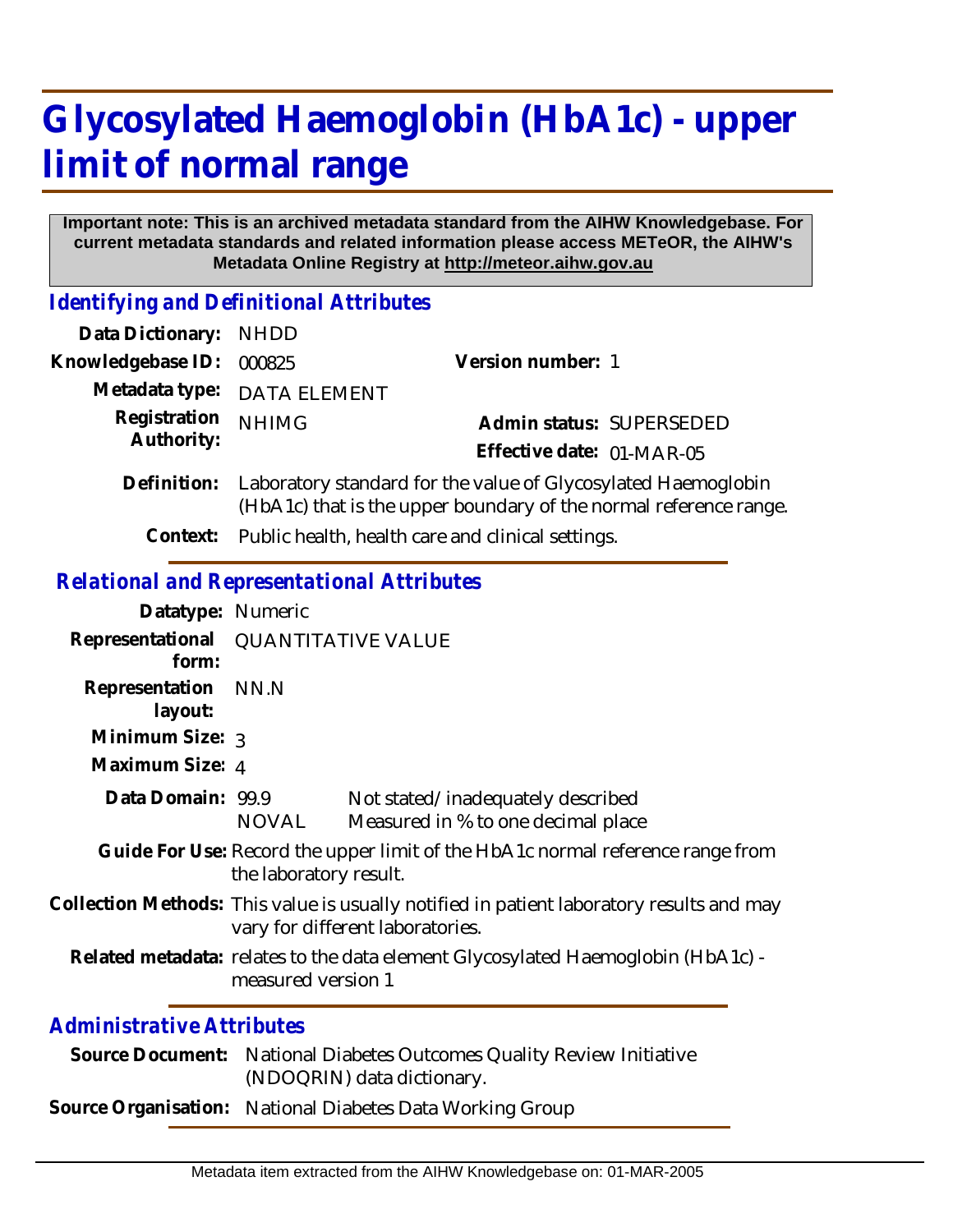# Glycosylated Haemoglobin (HbA1c) - upper limit of normal range

**Important note: This is an archived metadata standard from the AIHW Knowledgebase. For current metadata standards and related information please access METeOR, the AIHW's Metadata Online Registry at http://meteor.aihw.gov.au**

## *Identifying and Definitional Attributes*

**Data Dictionary:** NHDD

**Knowledgebase ID:** 000825 **Version number:** 1

**Metadata type:** DATA ELEMENT

**Registration Authority:** NHIMG **Admin status:** SUPERSEDED

**Effective date:** 01-MAR-05

**Definition:** Laboratory standard for the value of Glycosylated Haemoglobin (HbA1c) that is the upper boundary of the normal reference range.

**Context:** Public health, health care and clinical settings.

## *Relational and Representational Attributes*

**Datatype:** Numeric

**Representational form:** QUANTITATIVE VALUE

**Representation layout:** NN.N

**Minimum Size:** 3

**Maximum Size:** 4

**Data Domain:**

| | |
|---|---|
| 99.9 | Not stated/inadequately described |
| NOVAL | Measured in % to one decimal place |

**Guide For Use:** Record the upper limit of the HbA1c normal reference range from the laboratory result.

**Collection Methods:** This value is usually notified in patient laboratory results and may vary for different laboratories.

**Related metadata:** relates to the data element Glycosylated Haemoglobin (HbA1c) - measured version 1

## *Administrative Attributes*

**Source Document:** National Diabetes Outcomes Quality Review Initiative (NDOQRIN) data dictionary.

**Source Organisation:** National Diabetes Data Working Group

Metadata item extracted from the AIHW Knowledgebase on: 01-MAR-2005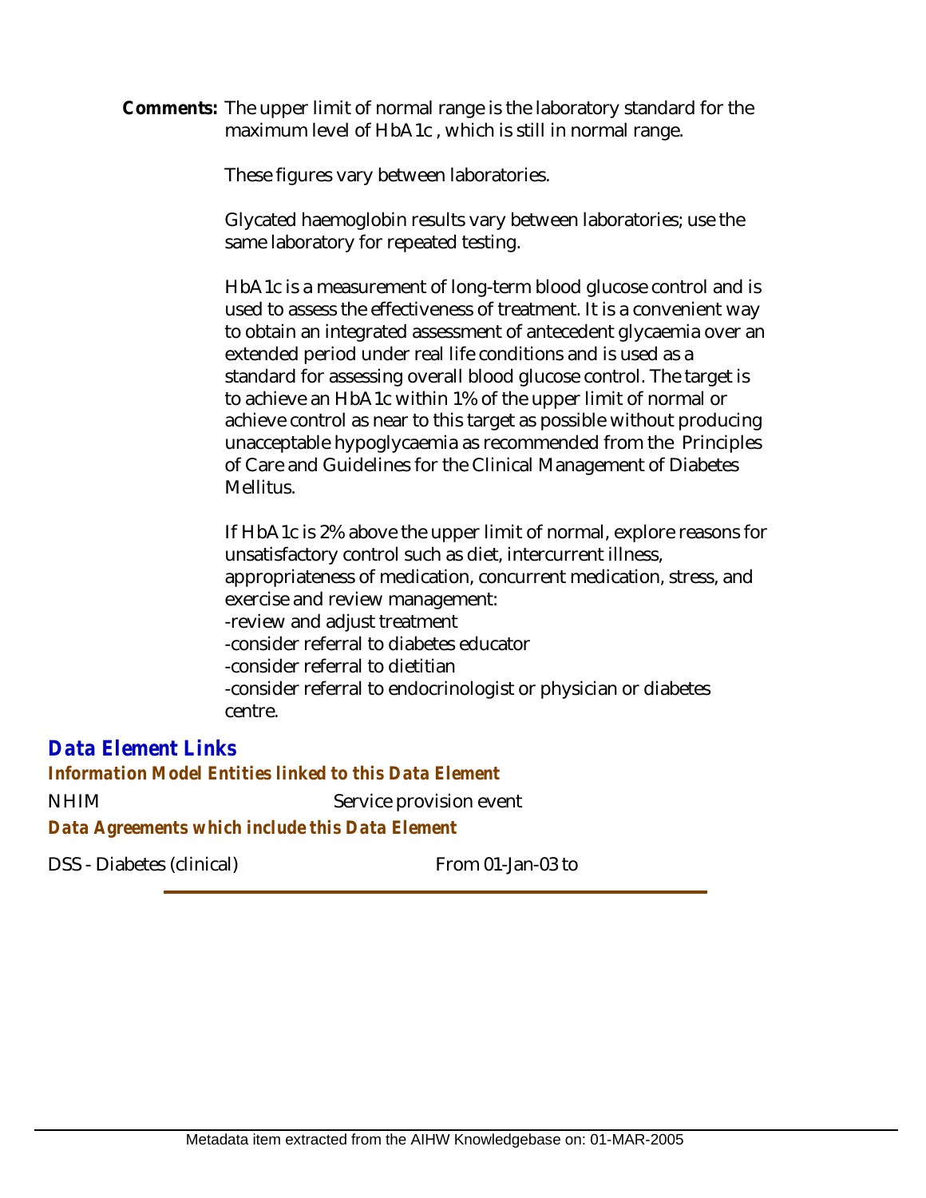**Comments:** The upper limit of normal range is the laboratory standard for the maximum level of HbA1c , which is still in normal range.

These figures vary between laboratories.

Glycated haemoglobin results vary between laboratories; use the same laboratory for repeated testing.

HbA1c is a measurement of long-term blood glucose control and is used to assess the effectiveness of treatment. It is a convenient way to obtain an integrated assessment of antecedent glycaemia over an extended period under real life conditions and is used as a standard for assessing overall blood glucose control. The target is to achieve an HbA1c within 1% of the upper limit of normal or achieve control as near to this target as possible without producing unacceptable hypoglycaemia as recommended from the Principles of Care and Guidelines for the Clinical Management of Diabetes Mellitus.

If HbA1c is 2% above the upper limit of normal, explore reasons for unsatisfactory control such as diet, intercurrent illness, appropriateness of medication, concurrent medication, stress, and exercise and review management:
-review and adjust treatment
-consider referral to diabetes educator
-consider referral to dietitian
-consider referral to endocrinologist or physician or diabetes centre.

## Data Element Links

### Information Model Entities linked to this Data Element

| | |
|---|---|
| NHIM | Service provision event |

### Data Agreements which include this Data Element

| | |
|---|---|
| DSS - Diabetes (clinical) | From 01-Jan-03 to |

Metadata item extracted from the AIHW Knowledgebase on: 01-MAR-2005